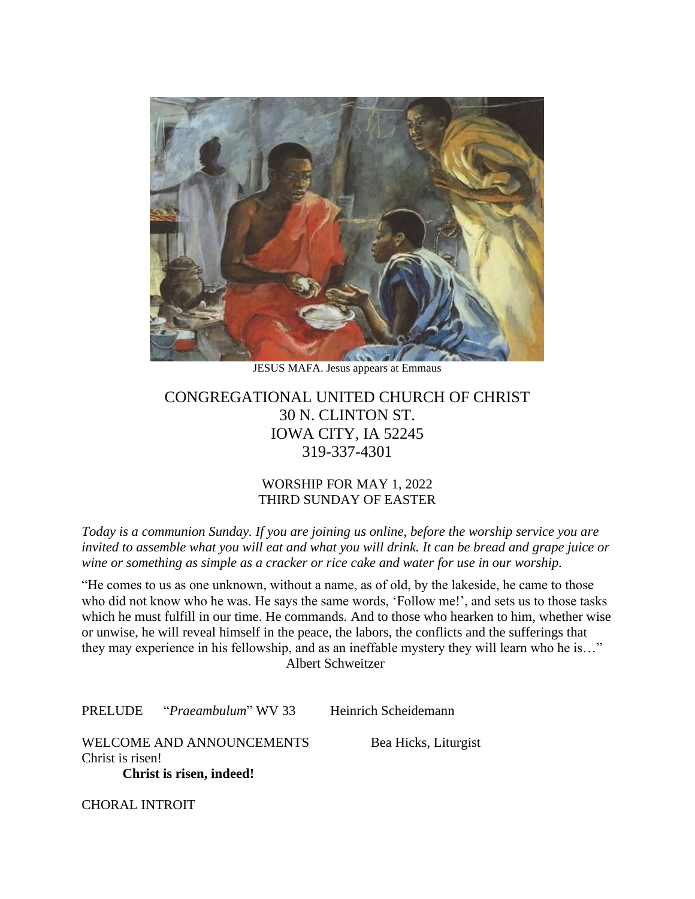JESUS MAFA. Jesus appears at Emmaus

# CONGREGATIONAL UNITED CHURCH OF CHRIST
30 N. CLINTON ST.
IOWA CITY, IA 52245
319-337-4301

## WORSHIP FOR MAY 1, 2022
THIRD SUNDAY OF EASTER

*Today is a communion Sunday. If you are joining us online, before the worship service you are invited to assemble what you will eat and what you will drink. It can be bread and grape juice or wine or something as simple as a cracker or rice cake and water for use in our worship.*

"He comes to us as one unknown, without a name, as of old, by the lakeside, he came to those who did not know who he was. He says the same words, 'Follow me!', and sets us to those tasks which he must fulfill in our time. He commands. And to those who hearken to him, whether wise or unwise, he will reveal himself in the peace, the labors, the conflicts and the sufferings that they may experience in his fellowship, and as an ineffable mystery they will learn who he is…"
Albert Schweitzer

PRELUDE "*Praeambulum*" WV 33 Heinrich Scheidemann

WELCOME AND ANNOUNCEMENTS Bea Hicks, Liturgist

Christ is risen!

**Christ is risen, indeed!**

CHORAL INTROIT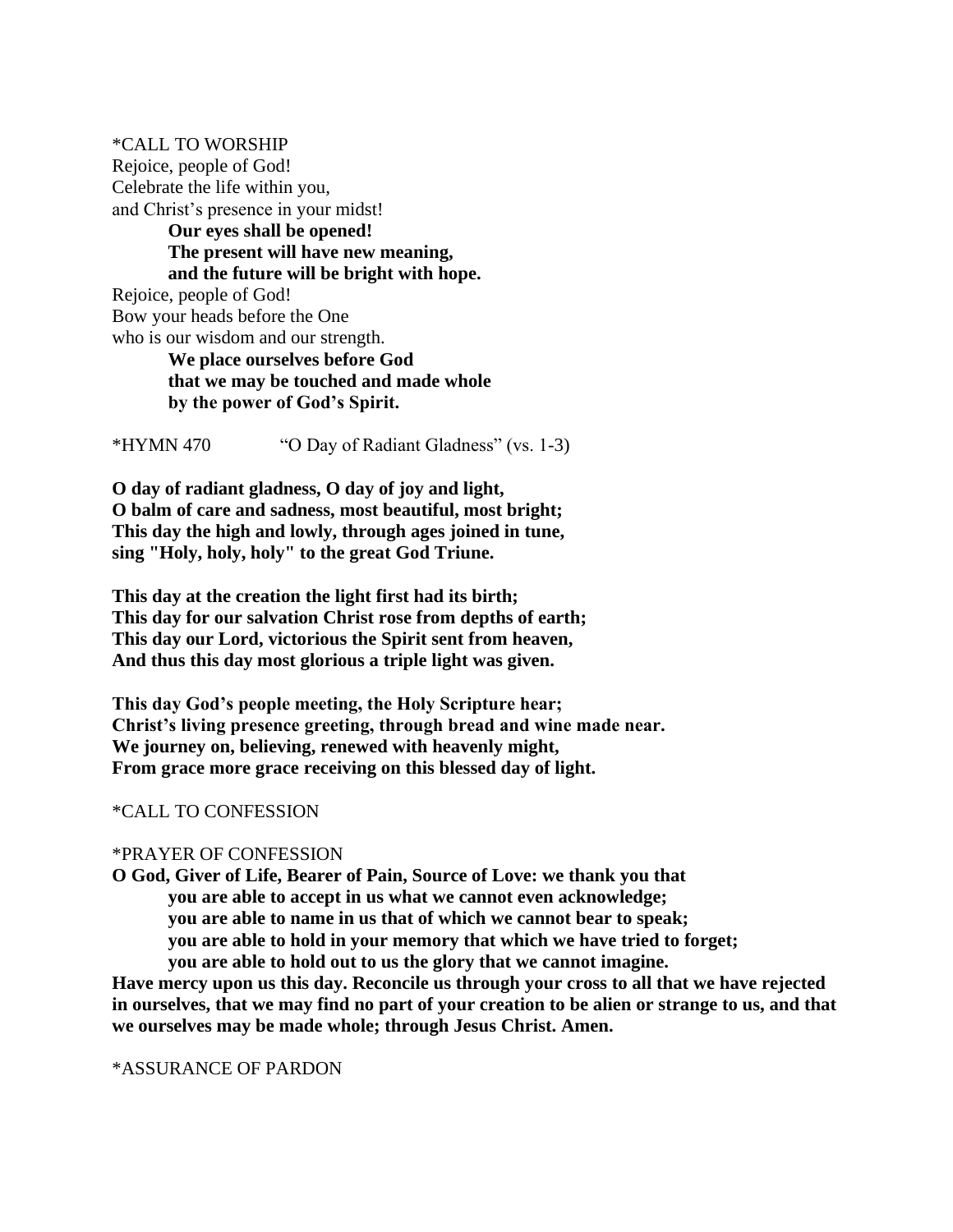\*CALL TO WORSHIP

Rejoice, people of God!
Celebrate the life within you,
and Christ's presence in your midst!

> **Our eyes shall be opened!**
> **The present will have new meaning,**
> **and the future will be bright with hope.**

Rejoice, people of God!
Bow your heads before the One
who is our wisdom and our strength.

> **We place ourselves before God**
> **that we may be touched and made whole**
> **by the power of God's Spirit.**

\*HYMN 470 "O Day of Radiant Gladness" (vs. 1-3)

**O day of radiant gladness, O day of joy and light,**
**O balm of care and sadness, most beautiful, most bright;**
**This day the high and lowly, through ages joined in tune,**
**sing "Holy, holy, holy" to the great God Triune.**

**This day at the creation the light first had its birth;**
**This day for our salvation Christ rose from depths of earth;**
**This day our Lord, victorious the Spirit sent from heaven,**
**And thus this day most glorious a triple light was given.**

**This day God's people meeting, the Holy Scripture hear;**
**Christ's living presence greeting, through bread and wine made near.**
**We journey on, believing, renewed with heavenly might,**
**From grace more grace receiving on this blessed day of light.**

\*CALL TO CONFESSION

\*PRAYER OF CONFESSION

**O God, Giver of Life, Bearer of Pain, Source of Love: we thank you that**

> **you are able to accept in us what we cannot even acknowledge;**
> **you are able to name in us that of which we cannot bear to speak;**
> **you are able to hold in your memory that which we have tried to forget;**
> **you are able to hold out to us the glory that we cannot imagine.**

**Have mercy upon us this day. Reconcile us through your cross to all that we have rejected in ourselves, that we may find no part of your creation to be alien or strange to us, and that we ourselves may be made whole; through Jesus Christ. Amen.**

\*ASSURANCE OF PARDON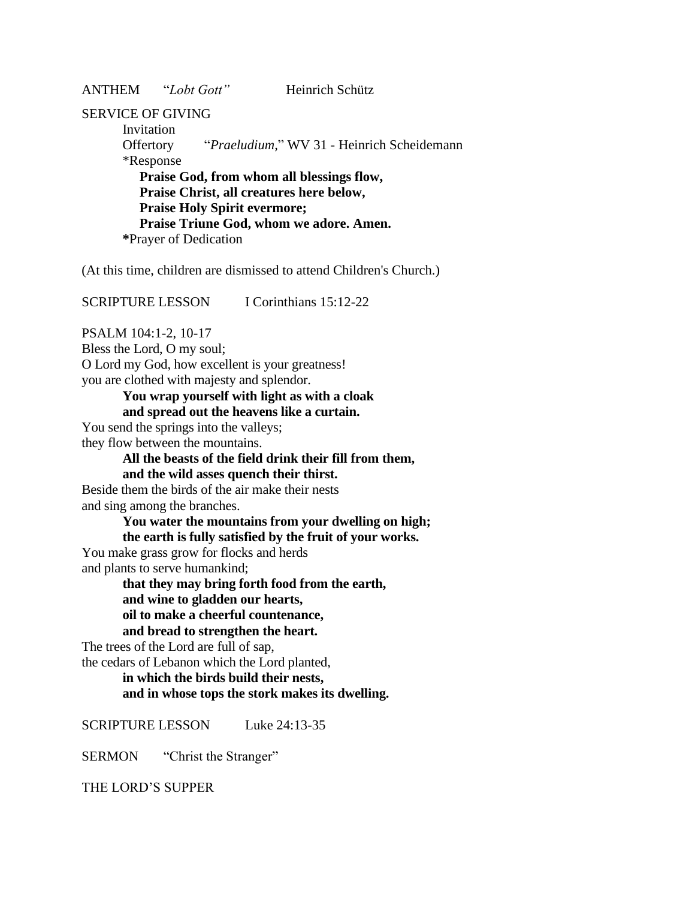ANTHEM “*Lobt Gott”* Heinrich Schütz

SERVICE OF GIVING

Invitation

Offertory “*Praeludium*,” WV 31 - Heinrich Scheidemann

*Response

**Praise God, from whom all blessings flow,**
**Praise Christ, all creatures here below,**
**Praise Holy Spirit evermore;**
**Praise Triune God, whom we adore. Amen.**

*Prayer of Dedication

(At this time, children are dismissed to attend Children's Church.)

SCRIPTURE LESSON I Corinthians 15:12-22

PSALM 104:1-2, 10-17

Bless the Lord, O my soul;
O Lord my God, how excellent is your greatness!
you are clothed with majesty and splendor.

**You wrap yourself with light as with a cloak**
**and spread out the heavens like a curtain.**

You send the springs into the valleys;
they flow between the mountains.

**All the beasts of the field drink their fill from them,**
**and the wild asses quench their thirst.**

Beside them the birds of the air make their nests
and sing among the branches.

**You water the mountains from your dwelling on high;**
**the earth is fully satisfied by the fruit of your works.**

You make grass grow for flocks and herds
and plants to serve humankind;

**that they may bring forth food from the earth,**
**and wine to gladden our hearts,**
**oil to make a cheerful countenance,**
**and bread to strengthen the heart.**

The trees of the Lord are full of sap,
the cedars of Lebanon which the Lord planted,

**in which the birds build their nests,**
**and in whose tops the stork makes its dwelling.**

SCRIPTURE LESSON Luke 24:13-35

SERMON “Christ the Stranger”

THE LORD’S SUPPER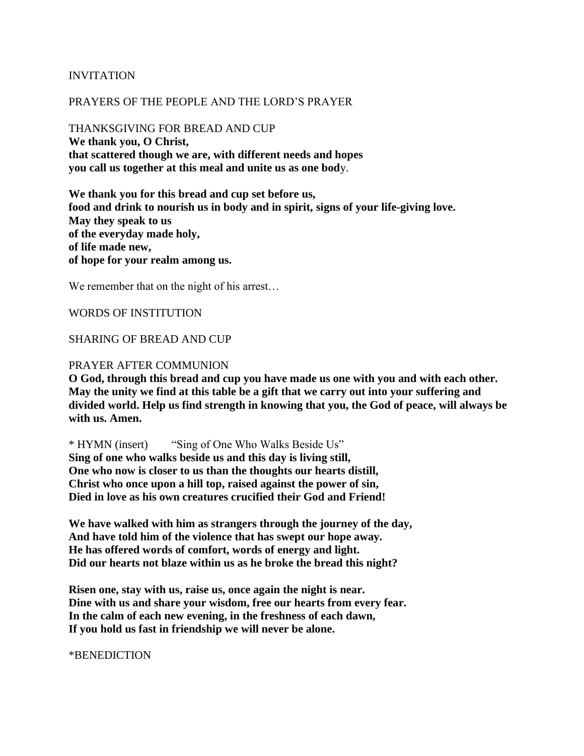INVITATION

PRAYERS OF THE PEOPLE AND THE LORD'S PRAYER

THANKSGIVING FOR BREAD AND CUP
**We thank you, O Christ,**
**that scattered though we are, with different needs and hopes**
**you call us together at this meal and unite us as one body.**

**We thank you for this bread and cup set before us,**
**food and drink to nourish us in body and in spirit, signs of your life-giving love.**
**May they speak to us**
**of the everyday made holy,**
**of life made new,**
**of hope for your realm among us.**

We remember that on the night of his arrest…

WORDS OF INSTITUTION

SHARING OF BREAD AND CUP

PRAYER AFTER COMMUNION
**O God, through this bread and cup you have made us one with you and with each other. May the unity we find at this table be a gift that we carry out into your suffering and divided world. Help us find strength in knowing that you, the God of peace, will always be with us. Amen.**

\* HYMN (insert) "Sing of One Who Walks Beside Us"
**Sing of one who walks beside us and this day is living still,**
**One who now is closer to us than the thoughts our hearts distill,**
**Christ who once upon a hill top, raised against the power of sin,**
**Died in love as his own creatures crucified their God and Friend!**

**We have walked with him as strangers through the journey of the day,**
**And have told him of the violence that has swept our hope away.**
**He has offered words of comfort, words of energy and light.**
**Did our hearts not blaze within us as he broke the bread this night?**

**Risen one, stay with us, raise us, once again the night is near.**
**Dine with us and share your wisdom, free our hearts from every fear.**
**In the calm of each new evening, in the freshness of each dawn,**
**If you hold us fast in friendship we will never be alone.**

\*BENEDICTION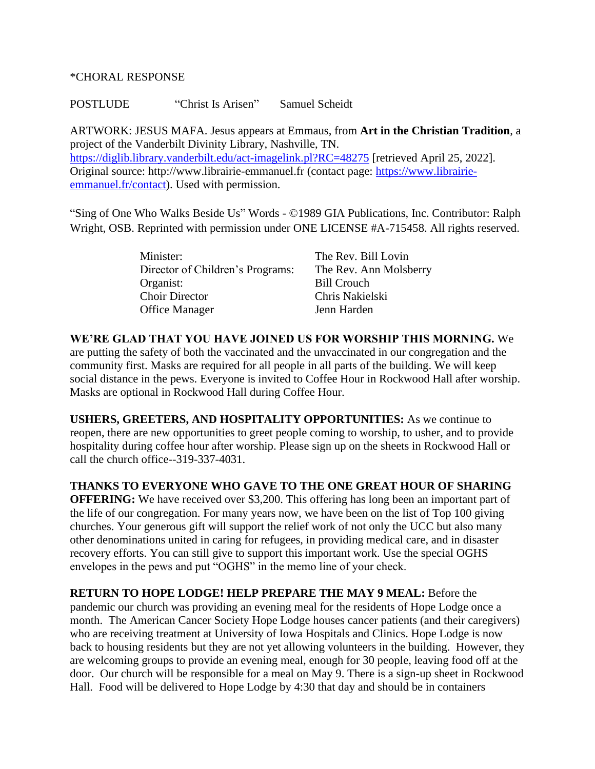*CHORAL RESPONSE

POSTLUDE "Christ Is Arisen" Samuel Scheidt

ARTWORK: JESUS MAFA. Jesus appears at Emmaus, from **Art in the Christian Tradition**, a project of the Vanderbilt Divinity Library, Nashville, TN. https://diglib.library.vanderbilt.edu/act-imagelink.pl?RC=48275 [retrieved April 25, 2022]. Original source: http://www.librairie-emmanuel.fr (contact page: https://www.librairie-emmanuel.fr/contact). Used with permission.

"Sing of One Who Walks Beside Us" Words - ©1989 GIA Publications, Inc. Contributor: Ralph Wright, OSB. Reprinted with permission under ONE LICENSE #A-715458. All rights reserved.

| | |
|---|---|
| Minister: | The Rev. Bill Lovin |
| Director of Children's Programs: | The Rev. Ann Molsberry |
| Organist: | Bill Crouch |
| Choir Director | Chris Nakielski |
| Office Manager | Jenn Harden |

**WE'RE GLAD THAT YOU HAVE JOINED US FOR WORSHIP THIS MORNING.** We are putting the safety of both the vaccinated and the unvaccinated in our congregation and the community first. Masks are required for all people in all parts of the building. We will keep social distance in the pews. Everyone is invited to Coffee Hour in Rockwood Hall after worship. Masks are optional in Rockwood Hall during Coffee Hour.

**USHERS, GREETERS, AND HOSPITALITY OPPORTUNITIES:** As we continue to reopen, there are new opportunities to greet people coming to worship, to usher, and to provide hospitality during coffee hour after worship. Please sign up on the sheets in Rockwood Hall or call the church office--319-337-4031.

**THANKS TO EVERYONE WHO GAVE TO THE ONE GREAT HOUR OF SHARING OFFERING:** We have received over $3,200. This offering has long been an important part of the life of our congregation. For many years now, we have been on the list of Top 100 giving churches. Your generous gift will support the relief work of not only the UCC but also many other denominations united in caring for refugees, in providing medical care, and in disaster recovery efforts. You can still give to support this important work. Use the special OGHS envelopes in the pews and put "OGHS" in the memo line of your check.

**RETURN TO HOPE LODGE! HELP PREPARE THE MAY 9 MEAL:** Before the pandemic our church was providing an evening meal for the residents of Hope Lodge once a month. The American Cancer Society Hope Lodge houses cancer patients (and their caregivers) who are receiving treatment at University of Iowa Hospitals and Clinics. Hope Lodge is now back to housing residents but they are not yet allowing volunteers in the building. However, they are welcoming groups to provide an evening meal, enough for 30 people, leaving food off at the door. Our church will be responsible for a meal on May 9. There is a sign-up sheet in Rockwood Hall. Food will be delivered to Hope Lodge by 4:30 that day and should be in containers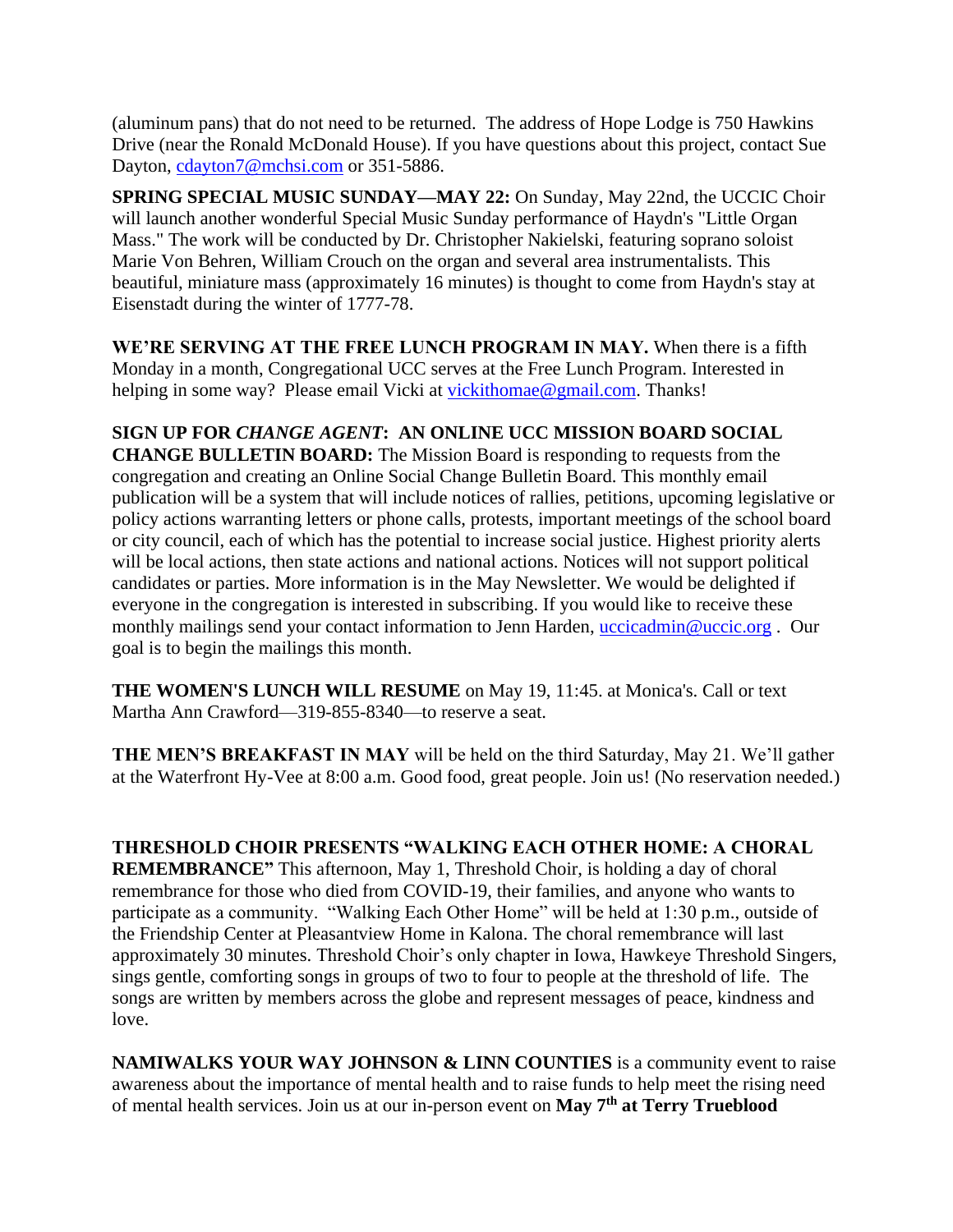(aluminum pans) that do not need to be returned. The address of Hope Lodge is 750 Hawkins Drive (near the Ronald McDonald House). If you have questions about this project, contact Sue Dayton, cdayton7@mchsi.com or 351-5886.

**SPRING SPECIAL MUSIC SUNDAY—MAY 22:** On Sunday, May 22nd, the UCCIC Choir will launch another wonderful Special Music Sunday performance of Haydn's "Little Organ Mass." The work will be conducted by Dr. Christopher Nakielski, featuring soprano soloist Marie Von Behren, William Crouch on the organ and several area instrumentalists. This beautiful, miniature mass (approximately 16 minutes) is thought to come from Haydn's stay at Eisenstadt during the winter of 1777-78.

**WE'RE SERVING AT THE FREE LUNCH PROGRAM IN MAY.** When there is a fifth Monday in a month, Congregational UCC serves at the Free Lunch Program. Interested in helping in some way? Please email Vicki at vickithomae@gmail.com. Thanks!

**SIGN UP FOR *CHANGE AGENT*: AN ONLINE UCC MISSION BOARD SOCIAL CHANGE BULLETIN BOARD:** The Mission Board is responding to requests from the congregation and creating an Online Social Change Bulletin Board. This monthly email publication will be a system that will include notices of rallies, petitions, upcoming legislative or policy actions warranting letters or phone calls, protests, important meetings of the school board or city council, each of which has the potential to increase social justice. Highest priority alerts will be local actions, then state actions and national actions. Notices will not support political candidates or parties. More information is in the May Newsletter. We would be delighted if everyone in the congregation is interested in subscribing. If you would like to receive these monthly mailings send your contact information to Jenn Harden, uccicadmin@uccic.org . Our goal is to begin the mailings this month.

**THE WOMEN'S LUNCH WILL RESUME** on May 19, 11:45. at Monica's. Call or text Martha Ann Crawford—319-855-8340—to reserve a seat.

**THE MEN'S BREAKFAST IN MAY** will be held on the third Saturday, May 21. We'll gather at the Waterfront Hy-Vee at 8:00 a.m. Good food, great people. Join us! (No reservation needed.)

**THRESHOLD CHOIR PRESENTS "WALKING EACH OTHER HOME: A CHORAL REMEMBRANCE"** This afternoon, May 1, Threshold Choir, is holding a day of choral remembrance for those who died from COVID-19, their families, and anyone who wants to participate as a community. "Walking Each Other Home" will be held at 1:30 p.m., outside of the Friendship Center at Pleasantview Home in Kalona. The choral remembrance will last approximately 30 minutes. Threshold Choir's only chapter in Iowa, Hawkeye Threshold Singers, sings gentle, comforting songs in groups of two to four to people at the threshold of life. The songs are written by members across the globe and represent messages of peace, kindness and love.

**NAMIWALKS YOUR WAY JOHNSON & LINN COUNTIES** is a community event to raise awareness about the importance of mental health and to raise funds to help meet the rising need of mental health services. Join us at our in-person event on **May 7th at Terry Trueblood**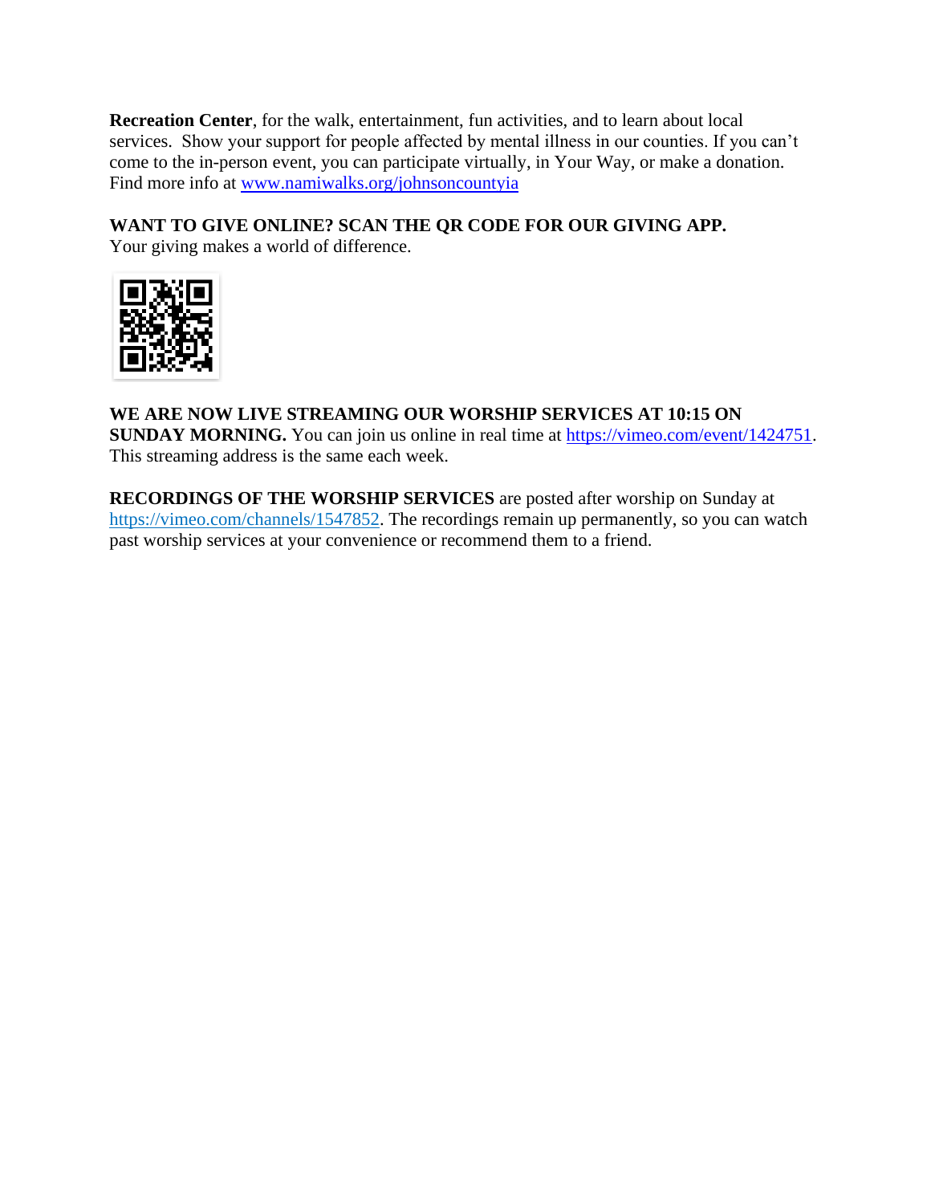**Recreation Center**, for the walk, entertainment, fun activities, and to learn about local services. Show your support for people affected by mental illness in our counties. If you can't come to the in-person event, you can participate virtually, in Your Way, or make a donation. Find more info at www.namiwalks.org/johnsoncountyia

**WANT TO GIVE ONLINE? SCAN THE QR CODE FOR OUR GIVING APP.**
Your giving makes a world of difference.

**WE ARE NOW LIVE STREAMING OUR WORSHIP SERVICES AT 10:15 ON SUNDAY MORNING.** You can join us online in real time at https://vimeo.com/event/1424751. This streaming address is the same each week.

**RECORDINGS OF THE WORSHIP SERVICES** are posted after worship on Sunday at https://vimeo.com/channels/1547852. The recordings remain up permanently, so you can watch past worship services at your convenience or recommend them to a friend.